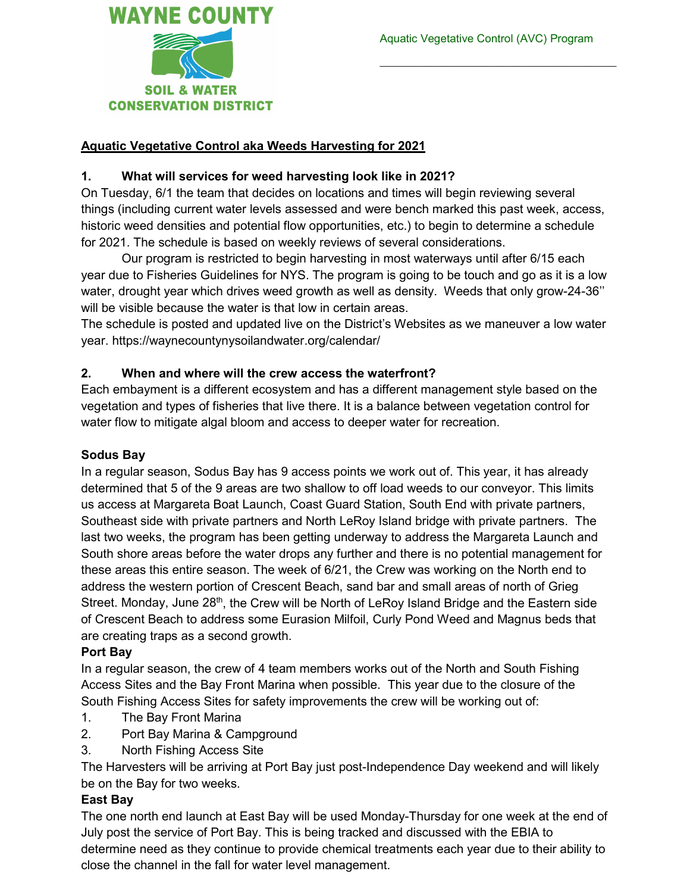WAYNE COUNTY SOIL & WATER CONSERVATION DISTRICT

Aquatic Vegetative Control (AVC) Program

## Aquatic Vegetative Control aka Weeds Harvesting for 2021

### 1. What will services for weed harvesting look like in 2021?

On Tuesday, 6/1 the team that decides on locations and times will begin reviewing several things (including current water levels assessed and were bench marked this past week, access, historic weed densities and potential flow opportunities, etc.) to begin to determine a schedule for 2021. The schedule is based on weekly reviews of several considerations.

Our program is restricted to begin harvesting in most waterways until after 6/15 each year due to Fisheries Guidelines for NYS. The program is going to be touch and go as it is a low water, drought year which drives weed growth as well as density. Weeds that only grow-24-36'' will be visible because the water is that low in certain areas.

The schedule is posted and updated live on the District's Websites as we maneuver a low water year. https://waynecountynysoilandwater.org/calendar/

### 2. When and where will the crew access the waterfront?

Each embayment is a different ecosystem and has a different management style based on the vegetation and types of fisheries that live there. It is a balance between vegetation control for water flow to mitigate algal bloom and access to deeper water for recreation.

**Sodus Bay**

In a regular season, Sodus Bay has 9 access points we work out of. This year, it has already determined that 5 of the 9 areas are two shallow to off load weeds to our conveyor. This limits us access at Margareta Boat Launch, Coast Guard Station, South End with private partners, Southeast side with private partners and North LeRoy Island bridge with private partners. The last two weeks, the program has been getting underway to address the Margareta Launch and South shore areas before the water drops any further and there is no potential management for these areas this entire season. The week of 6/21, the Crew was working on the North end to address the western portion of Crescent Beach, sand bar and small areas of north of Grieg Street. Monday, June 28th, the Crew will be North of LeRoy Island Bridge and the Eastern side of Crescent Beach to address some Eurasion Milfoil, Curly Pond Weed and Magnus beds that are creating traps as a second growth.

**Port Bay**

In a regular season, the crew of 4 team members works out of the North and South Fishing Access Sites and the Bay Front Marina when possible. This year due to the closure of the South Fishing Access Sites for safety improvements the crew will be working out of:

1. The Bay Front Marina
2. Port Bay Marina & Campground
3. North Fishing Access Site

The Harvesters will be arriving at Port Bay just post-Independence Day weekend and will likely be on the Bay for two weeks.

**East Bay**

The one north end launch at East Bay will be used Monday-Thursday for one week at the end of July post the service of Port Bay. This is being tracked and discussed with the EBIA to determine need as they continue to provide chemical treatments each year due to their ability to close the channel in the fall for water level management.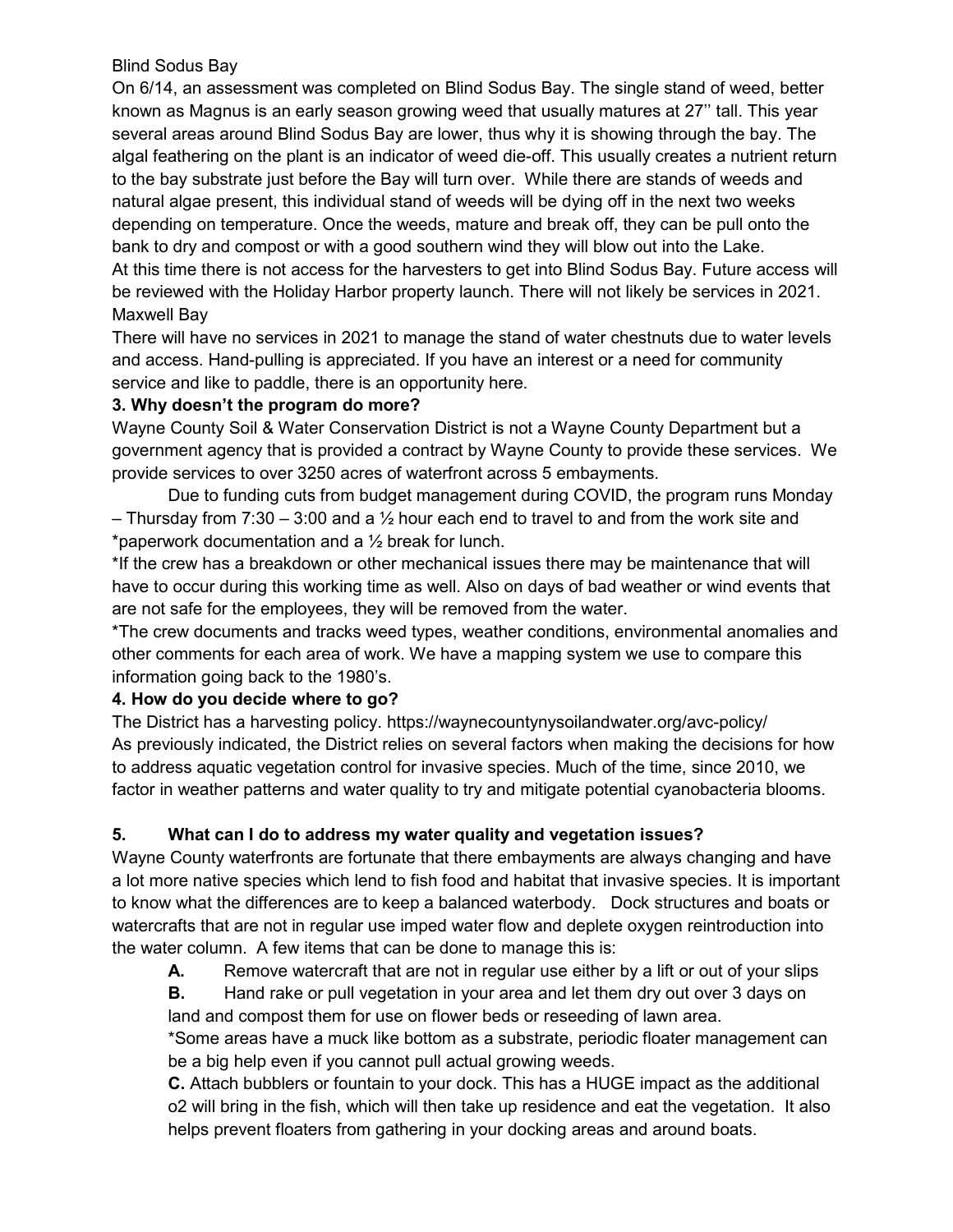Blind Sodus Bay

On 6/14, an assessment was completed on Blind Sodus Bay. The single stand of weed, better known as Magnus is an early season growing weed that usually matures at 27'' tall. This year several areas around Blind Sodus Bay are lower, thus why it is showing through the bay. The algal feathering on the plant is an indicator of weed die-off. This usually creates a nutrient return to the bay substrate just before the Bay will turn over. While there are stands of weeds and natural algae present, this individual stand of weeds will be dying off in the next two weeks depending on temperature. Once the weeds, mature and break off, they can be pull onto the bank to dry and compost or with a good southern wind they will blow out into the Lake.

At this time there is not access for the harvesters to get into Blind Sodus Bay. Future access will be reviewed with the Holiday Harbor property launch. There will not likely be services in 2021.

Maxwell Bay

There will have no services in 2021 to manage the stand of water chestnuts due to water levels and access. Hand-pulling is appreciated. If you have an interest or a need for community service and like to paddle, there is an opportunity here.

**3. Why doesn't the program do more?**

Wayne County Soil & Water Conservation District is not a Wayne County Department but a government agency that is provided a contract by Wayne County to provide these services. We provide services to over 3250 acres of waterfront across 5 embayments.

Due to funding cuts from budget management during COVID, the program runs Monday – Thursday from 7:30 – 3:00 and a ½ hour each end to travel to and from the work site and *paperwork documentation and a ½ break for lunch.

*If the crew has a breakdown or other mechanical issues there may be maintenance that will have to occur during this working time as well. Also on days of bad weather or wind events that are not safe for the employees, they will be removed from the water.

*The crew documents and tracks weed types, weather conditions, environmental anomalies and other comments for each area of work. We have a mapping system we use to compare this information going back to the 1980's.

**4. How do you decide where to go?**

The District has a harvesting policy. https://waynecountynysoilandwater.org/avc-policy/

As previously indicated, the District relies on several factors when making the decisions for how to address aquatic vegetation control for invasive species. Much of the time, since 2010, we factor in weather patterns and water quality to try and mitigate potential cyanobacteria blooms.

**5. What can I do to address my water quality and vegetation issues?**

Wayne County waterfronts are fortunate that there embayments are always changing and have a lot more native species which lend to fish food and habitat that invasive species. It is important to know what the differences are to keep a balanced waterbody. Dock structures and boats or watercrafts that are not in regular use imped water flow and deplete oxygen reintroduction into the water column. A few items that can be done to manage this is:

**A.** Remove watercraft that are not in regular use either by a lift or out of your slips

**B.** Hand rake or pull vegetation in your area and let them dry out over 3 days on land and compost them for use on flower beds or reseeding of lawn area.

*Some areas have a muck like bottom as a substrate, periodic floater management can be a big help even if you cannot pull actual growing weeds.

**C.** Attach bubblers or fountain to your dock. This has a HUGE impact as the additional o2 will bring in the fish, which will then take up residence and eat the vegetation. It also helps prevent floaters from gathering in your docking areas and around boats.